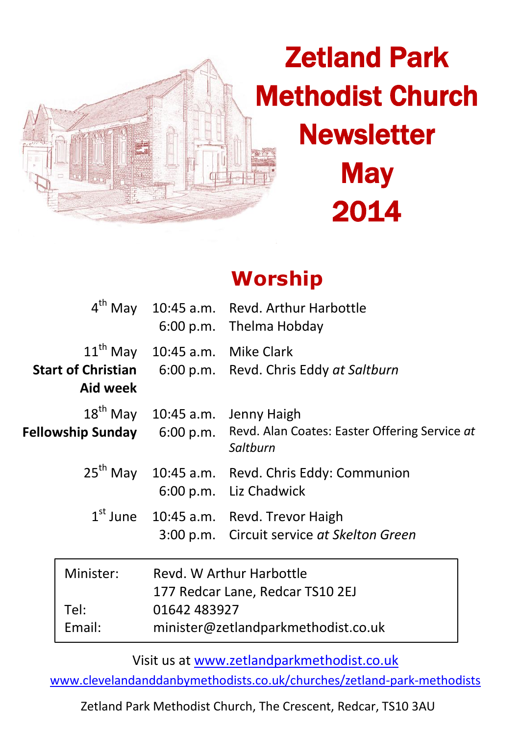# Zetland Park Methodist Church Newsletter May 2014

## Worship

| | | |
|---|---|---|
| 4th May | 10:45 a.m. | Revd. Arthur Harbottle |
| | 6:00 p.m. | Thelma Hobday |
| 11th May **Start of Christian Aid week** | 10:45 a.m. | Mike Clark |
| | 6:00 p.m. | Revd. Chris Eddy *at Saltburn* |
| 18th May **Fellowship Sunday** | 10:45 a.m. | Jenny Haigh |
| | 6:00 p.m. | Revd. Alan Coates: Easter Offering Service *at Saltburn* |
| 25th May | 10:45 a.m. | Revd. Chris Eddy: Communion |
| | 6:00 p.m. | Liz Chadwick |
| 1st June | 10:45 a.m. | Revd. Trevor Haigh |
| | 3:00 p.m. | Circuit service *at Skelton Green* |

| | |
|---|---|
| Minister: | Revd. W Arthur Harbottle |
| | 177 Redcar Lane, Redcar TS10 2EJ |
| Tel: | 01642 483927 |
| Email: | minister@zetlandparkmethodist.co.uk |

Visit us at www.zetlandparkmethodist.co.uk

www.clevelandanddanbymethodists.co.uk/churches/zetland-park-methodists

Zetland Park Methodist Church, The Crescent, Redcar, TS10 3AU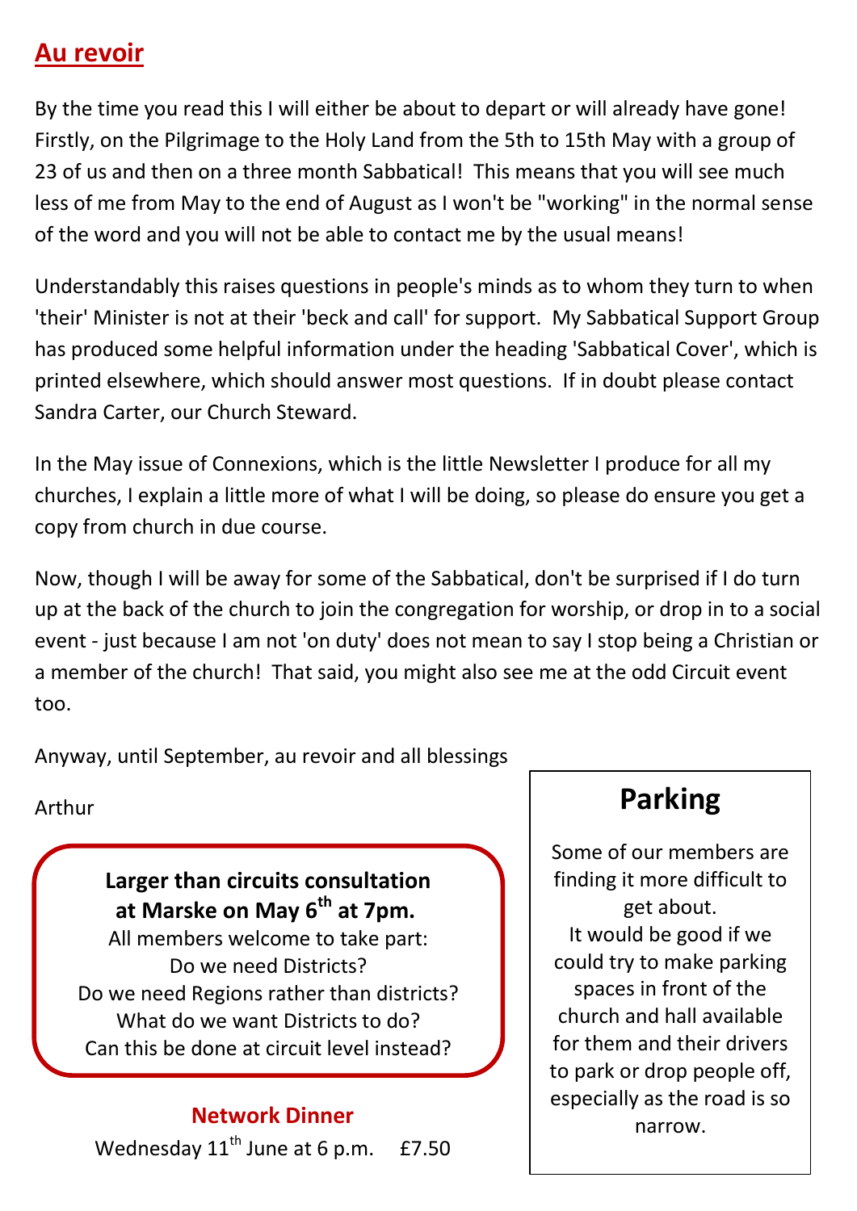## Au revoir

By the time you read this I will either be about to depart or will already have gone! Firstly, on the Pilgrimage to the Holy Land from the 5th to 15th May with a group of 23 of us and then on a three month Sabbatical! This means that you will see much less of me from May to the end of August as I won't be "working" in the normal sense of the word and you will not be able to contact me by the usual means!

Understandably this raises questions in people's minds as to whom they turn to when 'their' Minister is not at their 'beck and call' for support. My Sabbatical Support Group has produced some helpful information under the heading 'Sabbatical Cover', which is printed elsewhere, which should answer most questions. If in doubt please contact Sandra Carter, our Church Steward.

In the May issue of Connexions, which is the little Newsletter I produce for all my churches, I explain a little more of what I will be doing, so please do ensure you get a copy from church in due course.

Now, though I will be away for some of the Sabbatical, don't be surprised if I do turn up at the back of the church to join the congregation for worship, or drop in to a social event - just because I am not 'on duty' does not mean to say I stop being a Christian or a member of the church! That said, you might also see me at the odd Circuit event too.

Anyway, until September, au revoir and all blessings

Arthur

**Larger than circuits consultation at Marske on May 6th at 7pm.**

All members welcome to take part:
Do we need Districts?
Do we need Regions rather than districts?
What do we want Districts to do?
Can this be done at circuit level instead?

**Network Dinner**

Wednesday 11th June at 6 p.m. £7.50

## Parking

Some of our members are finding it more difficult to get about.
It would be good if we could try to make parking spaces in front of the church and hall available for them and their drivers to park or drop people off, especially as the road is so narrow.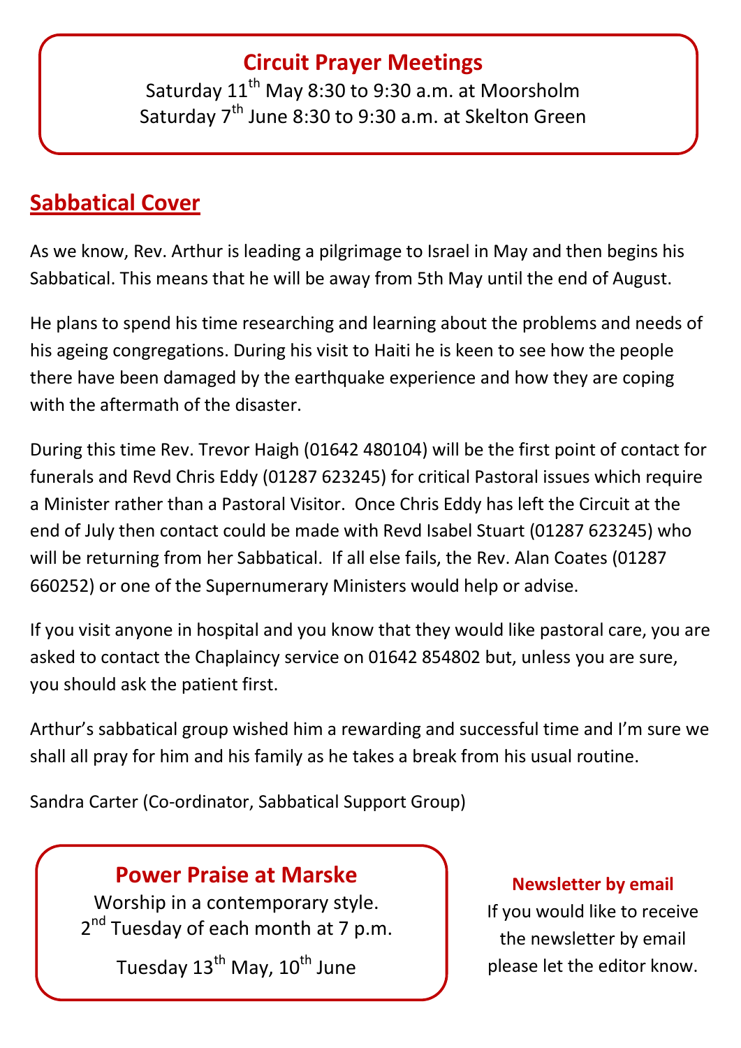## Circuit Prayer Meetings

Saturday 11th May 8:30 to 9:30 a.m. at Moorsholm
Saturday 7th June 8:30 to 9:30 a.m. at Skelton Green

## Sabbatical Cover

As we know, Rev. Arthur is leading a pilgrimage to Israel in May and then begins his Sabbatical. This means that he will be away from 5th May until the end of August.

He plans to spend his time researching and learning about the problems and needs of his ageing congregations. During his visit to Haiti he is keen to see how the people there have been damaged by the earthquake experience and how they are coping with the aftermath of the disaster.

During this time Rev. Trevor Haigh (01642 480104) will be the first point of contact for funerals and Revd Chris Eddy (01287 623245) for critical Pastoral issues which require a Minister rather than a Pastoral Visitor. Once Chris Eddy has left the Circuit at the end of July then contact could be made with Revd Isabel Stuart (01287 623245) who will be returning from her Sabbatical. If all else fails, the Rev. Alan Coates (01287 660252) or one of the Supernumerary Ministers would help or advise.

If you visit anyone in hospital and you know that they would like pastoral care, you are asked to contact the Chaplaincy service on 01642 854802 but, unless you are sure, you should ask the patient first.

Arthur's sabbatical group wished him a rewarding and successful time and I'm sure we shall all pray for him and his family as he takes a break from his usual routine.

Sandra Carter (Co-ordinator, Sabbatical Support Group)

## Power Praise at Marske

Worship in a contemporary style.
2nd Tuesday of each month at 7 p.m.

Tuesday 13th May, 10th June

### Newsletter by email

If you would like to receive the newsletter by email please let the editor know.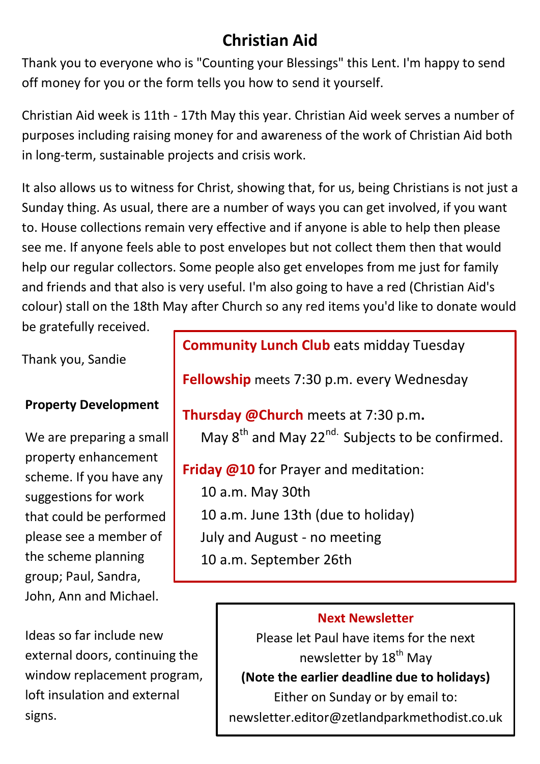## Christian Aid

Thank you to everyone who is "Counting your Blessings" this Lent. I'm happy to send off money for you or the form tells you how to send it yourself.

Christian Aid week is 11th - 17th May this year. Christian Aid week serves a number of purposes including raising money for and awareness of the work of Christian Aid both in long-term, sustainable projects and crisis work.

It also allows us to witness for Christ, showing that, for us, being Christians is not just a Sunday thing. As usual, there are a number of ways you can get involved, if you want to. House collections remain very effective and if anyone is able to help then please see me. If anyone feels able to post envelopes but not collect them then that would help our regular collectors. Some people also get envelopes from me just for family and friends and that also is very useful. I'm also going to have a red (Christian Aid's colour) stall on the 18th May after Church so any red items you'd like to donate would be gratefully received.

Thank you, Sandie

**Property Development**

We are preparing a small property enhancement scheme. If you have any suggestions for work that could be performed please see a member of the scheme planning group; Paul, Sandra, John, Ann and Michael.

Ideas so far include new external doors, continuing the window replacement program, loft insulation and external signs.

**Community Lunch Club** eats midday Tuesday

**Fellowship** meets 7:30 p.m. every Wednesday

**Thursday @Church** meets at 7:30 p.m.
May 8th and May 22nd. Subjects to be confirmed.

**Friday @10** for Prayer and meditation:
10 a.m. May 30th
10 a.m. June 13th (due to holiday)
July and August - no meeting
10 a.m. September 26th

**Next Newsletter**

Please let Paul have items for the next newsletter by 18th May
**(Note the earlier deadline due to holidays)**
Either on Sunday or by email to:
newsletter.editor@zetlandparkmethodist.co.uk